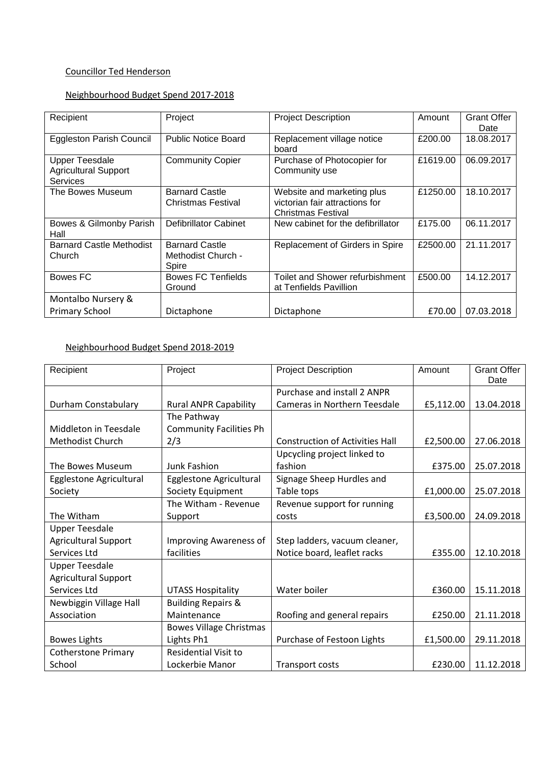Councillor Ted Henderson

Neighbourhood Budget Spend 2017-2018

| Recipient | Project | Project Description | Amount | Grant Offer Date |
|---|---|---|---|---|
| Eggleston Parish Council | Public Notice Board | Replacement village notice board | £200.00 | 18.08.2017 |
| Upper Teesdale Agricultural Support Services | Community Copier | Purchase of Photocopier for Community use | £1619.00 | 06.09.2017 |
| The Bowes Museum | Barnard Castle Christmas Festival | Website and marketing plus victorian fair attractions for Christmas Festival | £1250.00 | 18.10.2017 |
| Bowes & Gilmonby Parish Hall | Defibrillator Cabinet | New cabinet for the defibrillator | £175.00 | 06.11.2017 |
| Barnard Castle Methodist Church | Barnard Castle Methodist Church - Spire | Replacement of Girders in Spire | £2500.00 | 21.11.2017 |
| Bowes FC | Bowes FC Tenfields Ground | Toilet and Shower refurbishment at Tenfields Pavillion | £500.00 | 14.12.2017 |
| Montalbo Nursery & Primary School | Dictaphone | Dictaphone | £70.00 | 07.03.2018 |

Neighbourhood Budget Spend 2018-2019

| Recipient | Project | Project Description | Amount | Grant Offer Date |
|---|---|---|---|---|
| Durham Constabulary | Rural ANPR Capability | Purchase and install 2 ANPR Cameras in Northern Teesdale | £5,112.00 | 13.04.2018 |
| Middleton in Teesdale Methodist Church | The Pathway Community Facilities Ph 2/3 | Construction of Activities Hall | £2,500.00 | 27.06.2018 |
| The Bowes Museum | Junk Fashion | Upcycling project linked to fashion | £375.00 | 25.07.2018 |
| Egglestone Agricultural Society | Egglestone Agricultural Society Equipment | Signage Sheep Hurdles and Table tops | £1,000.00 | 25.07.2018 |
| The Witham | The Witham - Revenue Support | Revenue support for running costs | £3,500.00 | 24.09.2018 |
| Upper Teesdale Agricultural Support Services Ltd | Improving Awareness of facilities | Step ladders, vacuum cleaner, Notice board, leaflet racks | £355.00 | 12.10.2018 |
| Upper Teesdale Agricultural Support Services Ltd | UTASS Hospitality | Water boiler | £360.00 | 15.11.2018 |
| Newbiggin Village Hall Association | Building Repairs & Maintenance | Roofing and general repairs | £250.00 | 21.11.2018 |
| Bowes Lights | Bowes Village Christmas Lights Ph1 | Purchase of Festoon Lights | £1,500.00 | 29.11.2018 |
| Cotherstone Primary School | Residential Visit to Lockerbie Manor | Transport costs | £230.00 | 11.12.2018 |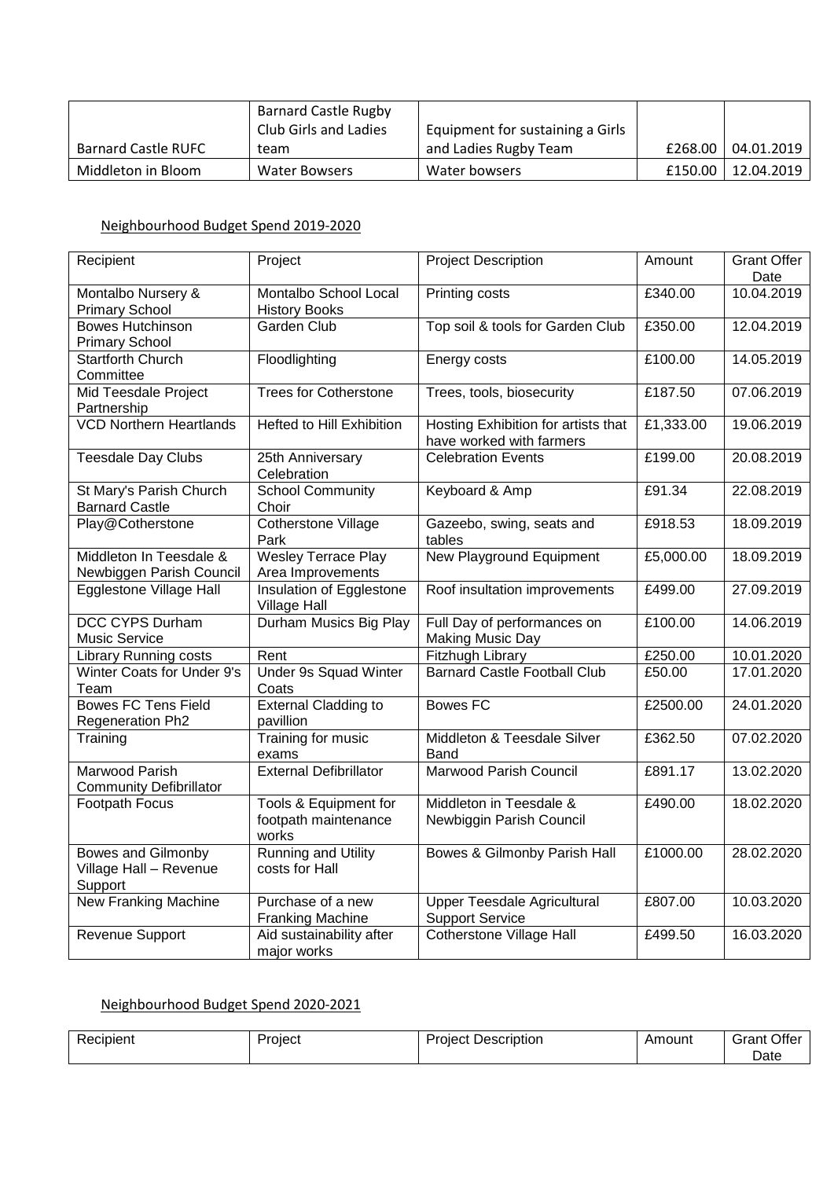| | | | | |
|---|---|---|---|---|
| Barnard Castle RUFC | Barnard Castle Rugby Club Girls and Ladies team | Equipment for sustaining a Girls and Ladies Rugby Team | £268.00 | 04.01.2019 |
| Middleton in Bloom | Water Bowsers | Water bowsers | £150.00 | 12.04.2019 |

Neighbourhood Budget Spend 2019-2020

| Recipient | Project | Project Description | Amount | Grant Offer Date |
|---|---|---|---|---|
| Montalbo Nursery & Primary School | Montalbo School Local History Books | Printing costs | £340.00 | 10.04.2019 |
| Bowes Hutchinson Primary School | Garden Club | Top soil & tools for Garden Club | £350.00 | 12.04.2019 |
| Startforth Church Committee | Floodlighting | Energy costs | £100.00 | 14.05.2019 |
| Mid Teesdale Project Partnership | Trees for Cotherstone | Trees, tools, biosecurity | £187.50 | 07.06.2019 |
| VCD Northern Heartlands | Hefted to Hill Exhibition | Hosting Exhibition for artists that have worked with farmers | £1,333.00 | 19.06.2019 |
| Teesdale Day Clubs | 25th Anniversary Celebration | Celebration Events | £199.00 | 20.08.2019 |
| St Mary's Parish Church Barnard Castle | School Community Choir | Keyboard & Amp | £91.34 | 22.08.2019 |
| Play@Cotherstone | Cotherstone Village Park | Gazeebo, swing, seats and tables | £918.53 | 18.09.2019 |
| Middleton In Teesdale & Newbiggen Parish Council | Wesley Terrace Play Area Improvements | New Playground Equipment | £5,000.00 | 18.09.2019 |
| Egglestone Village Hall | Insulation of Egglestone Village Hall | Roof insultation improvements | £499.00 | 27.09.2019 |
| DCC CYPS Durham Music Service | Durham Musics Big Play | Full Day of performances on Making Music Day | £100.00 | 14.06.2019 |
| Library Running costs | Rent | Fitzhugh Library | £250.00 | 10.01.2020 |
| Winter Coats for Under 9's Team | Under 9s Squad Winter Coats | Barnard Castle Football Club | £50.00 | 17.01.2020 |
| Bowes FC Tens Field Regeneration Ph2 | External Cladding to pavillion | Bowes FC | £2500.00 | 24.01.2020 |
| Training | Training for music exams | Middleton & Teesdale Silver Band | £362.50 | 07.02.2020 |
| Marwood Parish Community Defibrillator | External Defibrillator | Marwood Parish Council | £891.17 | 13.02.2020 |
| Footpath Focus | Tools & Equipment for footpath maintenance works | Middleton in Teesdale & Newbiggin Parish Council | £490.00 | 18.02.2020 |
| Bowes and Gilmonby Village Hall – Revenue Support | Running and Utility costs for Hall | Bowes & Gilmonby Parish Hall | £1000.00 | 28.02.2020 |
| New Franking Machine | Purchase of a new Franking Machine | Upper Teesdale Agricultural Support Service | £807.00 | 10.03.2020 |
| Revenue Support | Aid sustainability after major works | Cotherstone Village Hall | £499.50 | 16.03.2020 |

Neighbourhood Budget Spend 2020-2021

| Recipient | Project | Project Description | Amount | Grant Offer Date |
|---|---|---|---|---|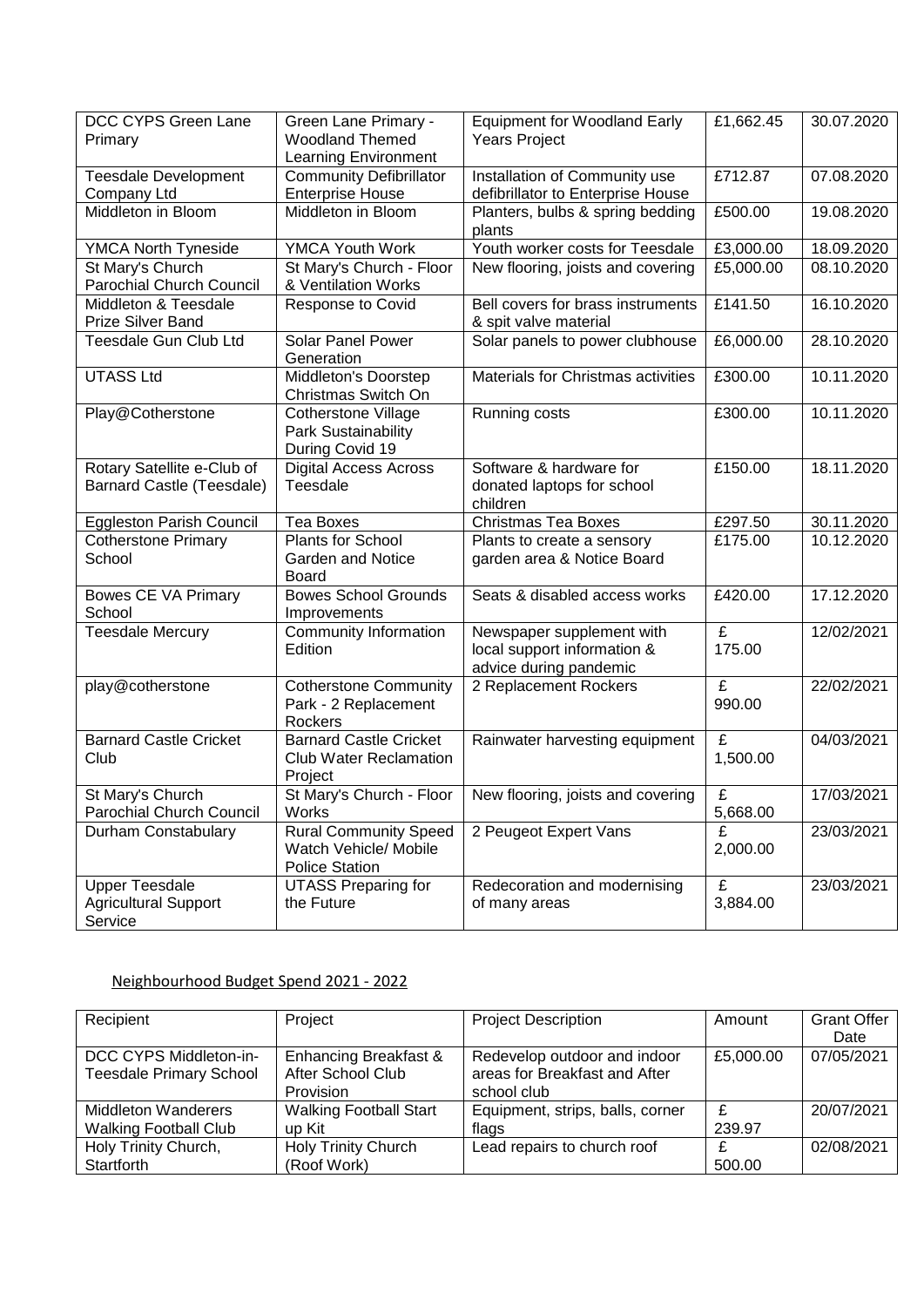| DCC CYPS Green Lane Primary | Green Lane Primary - Woodland Themed Learning Environment | Equipment for Woodland Early Years Project | £1,662.45 | 30.07.2020 |
|---|---|---|---|---|
| Teesdale Development Company Ltd | Community Defibrillator Enterprise House | Installation of Community use defibrillator to Enterprise House | £712.87 | 07.08.2020 |
| Middleton in Bloom | Middleton in Bloom | Planters, bulbs & spring bedding plants | £500.00 | 19.08.2020 |
| YMCA North Tyneside | YMCA Youth Work | Youth worker costs for Teesdale | £3,000.00 | 18.09.2020 |
| St Mary's Church Parochial Church Council | St Mary's Church - Floor & Ventilation Works | New flooring, joists and covering | £5,000.00 | 08.10.2020 |
| Middleton & Teesdale Prize Silver Band | Response to Covid | Bell covers for brass instruments & spit valve material | £141.50 | 16.10.2020 |
| Teesdale Gun Club Ltd | Solar Panel Power Generation | Solar panels to power clubhouse | £6,000.00 | 28.10.2020 |
| UTASS Ltd | Middleton's Doorstep Christmas Switch On | Materials for Christmas activities | £300.00 | 10.11.2020 |
| Play@Cotherstone | Cotherstone Village Park Sustainability During Covid 19 | Running costs | £300.00 | 10.11.2020 |
| Rotary Satellite e-Club of Barnard Castle (Teesdale) | Digital Access Across Teesdale | Software & hardware for donated laptops for school children | £150.00 | 18.11.2020 |
| Eggleston Parish Council | Tea Boxes | Christmas Tea Boxes | £297.50 | 30.11.2020 |
| Cotherstone Primary School | Plants for School Garden and Notice Board | Plants to create a sensory garden area & Notice Board | £175.00 | 10.12.2020 |
| Bowes CE VA Primary School | Bowes School Grounds Improvements | Seats & disabled access works | £420.00 | 17.12.2020 |
| Teesdale Mercury | Community Information Edition | Newspaper supplement with local support information & advice during pandemic | £ 175.00 | 12/02/2021 |
| play@cotherstone | Cotherstone Community Park - 2 Replacement Rockers | 2 Replacement Rockers | £ 990.00 | 22/02/2021 |
| Barnard Castle Cricket Club | Barnard Castle Cricket Club Water Reclamation Project | Rainwater harvesting equipment | £ 1,500.00 | 04/03/2021 |
| St Mary's Church Parochial Church Council | St Mary's Church - Floor Works | New flooring, joists and covering | £ 5,668.00 | 17/03/2021 |
| Durham Constabulary | Rural Community Speed Watch Vehicle/ Mobile Police Station | 2 Peugeot Expert Vans | £ 2,000.00 | 23/03/2021 |
| Upper Teesdale Agricultural Support Service | UTASS Preparing for the Future | Redecoration and modernising of many areas | £ 3,884.00 | 23/03/2021 |

Neighbourhood Budget Spend 2021 - 2022

| Recipient | Project | Project Description | Amount | Grant Offer Date |
|---|---|---|---|---|
| DCC CYPS Middleton-in-Teesdale Primary School | Enhancing Breakfast & After School Club Provision | Redevelop outdoor and indoor areas for Breakfast and After school club | £5,000.00 | 07/05/2021 |
| Middleton Wanderers Walking Football Club | Walking Football Start up Kit | Equipment, strips, balls, corner flags | £ 239.97 | 20/07/2021 |
| Holy Trinity Church, Startforth | Holy Trinity Church (Roof Work) | Lead repairs to church roof | £ 500.00 | 02/08/2021 |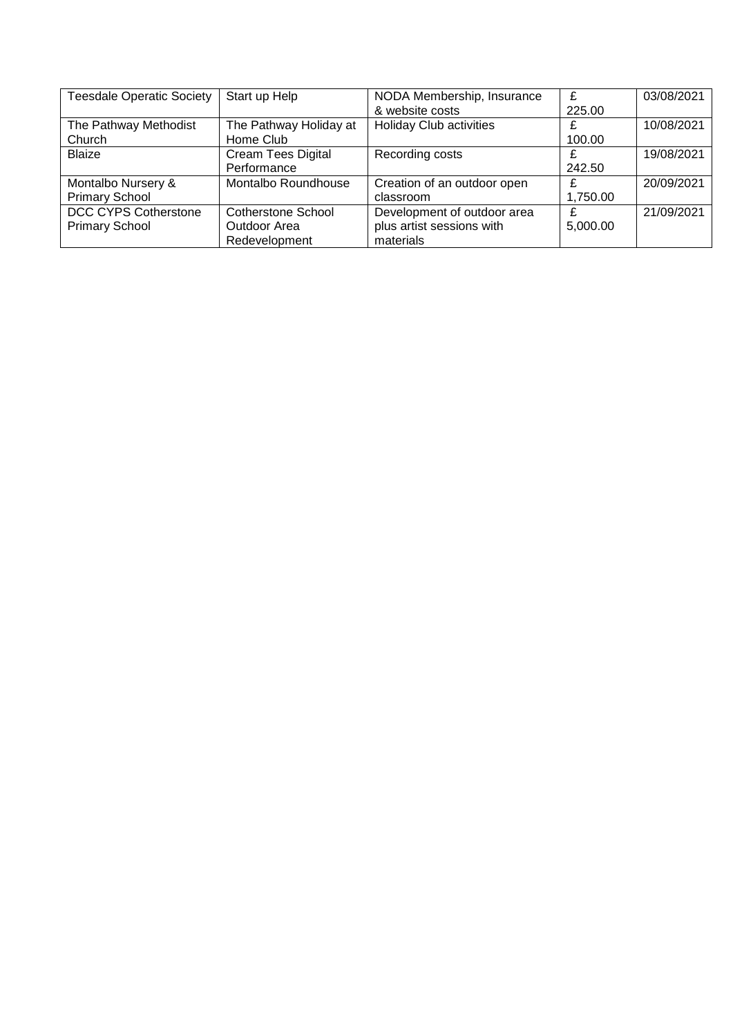| | | | | |
|---|---|---|---|---|
| Teesdale Operatic Society | Start up Help | NODA Membership, Insurance & website costs | £ 225.00 | 03/08/2021 |
| The Pathway Methodist Church | The Pathway Holiday at Home Club | Holiday Club activities | £ 100.00 | 10/08/2021 |
| Blaize | Cream Tees Digital Performance | Recording costs | £ 242.50 | 19/08/2021 |
| Montalbo Nursery & Primary School | Montalbo Roundhouse | Creation of an outdoor open classroom | £ 1,750.00 | 20/09/2021 |
| DCC CYPS Cotherstone Primary School | Cotherstone School Outdoor Area Redevelopment | Development of outdoor area plus artist sessions with materials | £ 5,000.00 | 21/09/2021 |